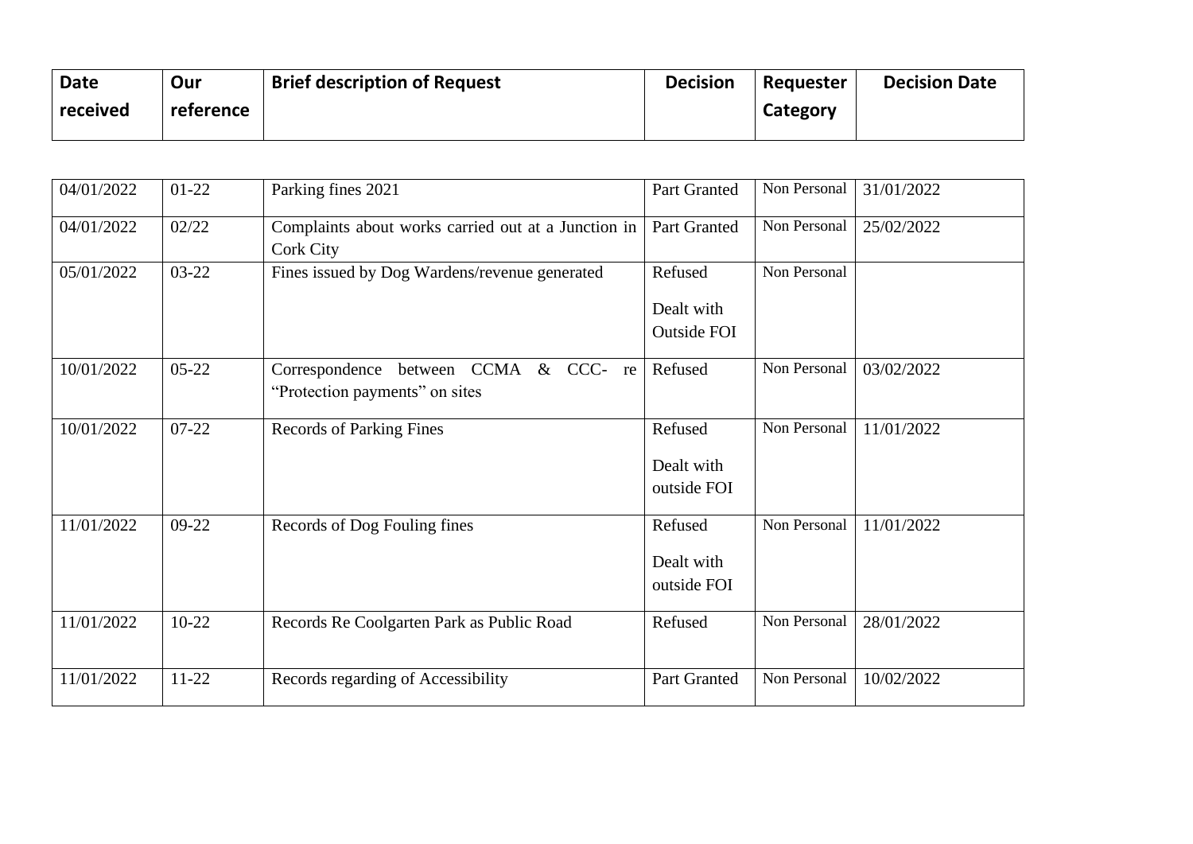| Date received | Our reference | Brief description of Request | Decision | Requester Category | Decision Date |
|---|---|---|---|---|---|
| 04/01/2022 | 01-22 | Parking fines 2021 | Part Granted | Non Personal | 31/01/2022 |
| 04/01/2022 | 02/22 | Complaints about works carried out at a Junction in Cork City | Part Granted | Non Personal | 25/02/2022 |
| 05/01/2022 | 03-22 | Fines issued by Dog Wardens/revenue generated | Refused<br><br>Dealt with Outside FOI | Non Personal | |
| 10/01/2022 | 05-22 | Correspondence between CCMA & CCC- re “Protection payments” on sites | Refused | Non Personal | 03/02/2022 |
| 10/01/2022 | 07-22 | Records of Parking Fines | Refused<br><br>Dealt with outside FOI | Non Personal | 11/01/2022 |
| 11/01/2022 | 09-22 | Records of Dog Fouling fines | Refused<br><br>Dealt with outside FOI | Non Personal | 11/01/2022 |
| 11/01/2022 | 10-22 | Records Re Coolgarten Park as Public Road | Refused | Non Personal | 28/01/2022 |
| 11/01/2022 | 11-22 | Records regarding of Accessibility | Part Granted | Non Personal | 10/02/2022 |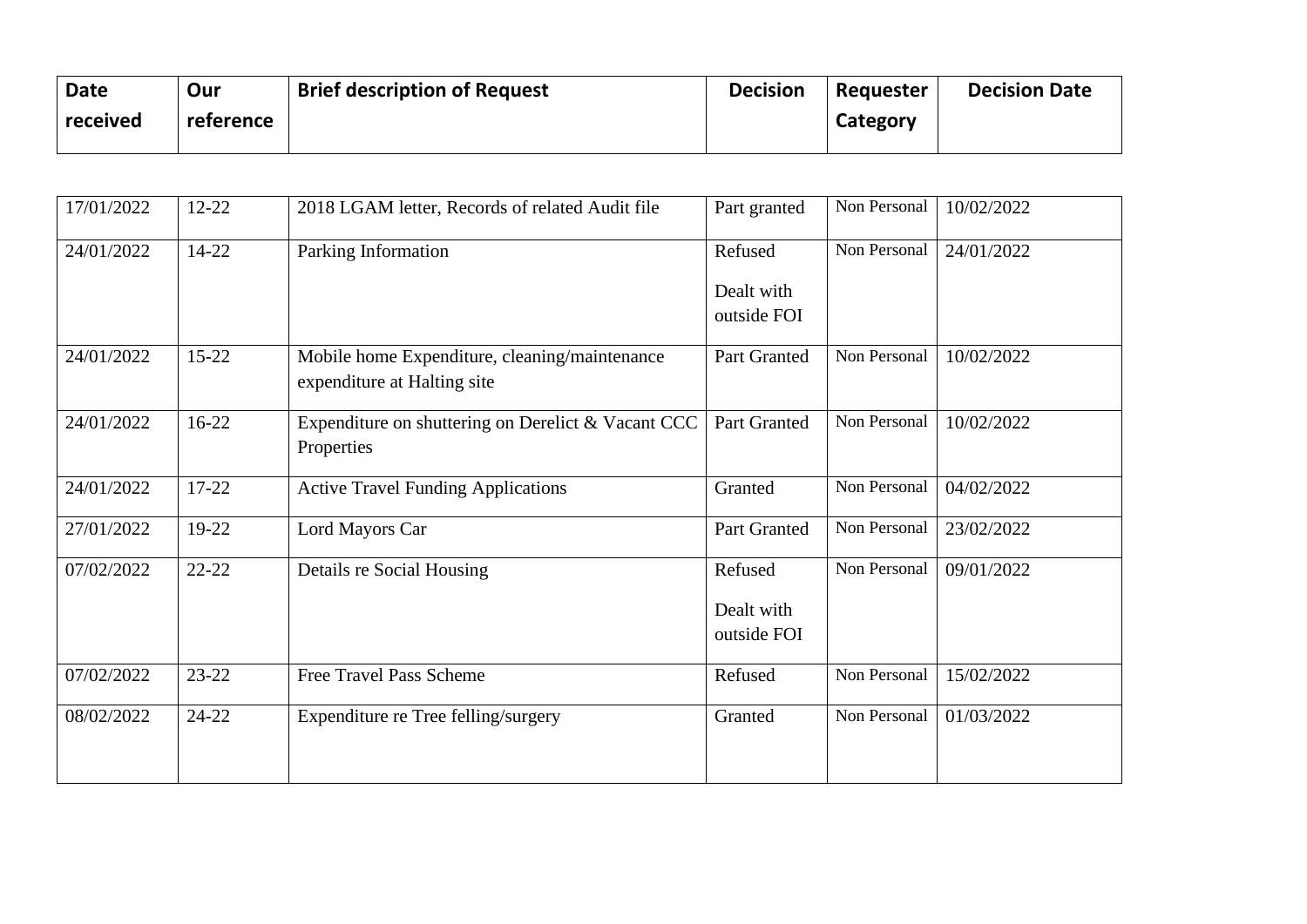| Date received | Our reference | Brief description of Request | Decision | Requester Category | Decision Date |
|---|---|---|---|---|---|
| 17/01/2022 | 12-22 | 2018 LGAM letter, Records of related Audit file | Part granted | Non Personal | 10/02/2022 |
| 24/01/2022 | 14-22 | Parking Information | Refused<br><br>Dealt with outside FOI | Non Personal | 24/01/2022 |
| 24/01/2022 | 15-22 | Mobile home Expenditure, cleaning/maintenance expenditure at Halting site | Part Granted | Non Personal | 10/02/2022 |
| 24/01/2022 | 16-22 | Expenditure on shuttering on Derelict & Vacant CCC Properties | Part Granted | Non Personal | 10/02/2022 |
| 24/01/2022 | 17-22 | Active Travel Funding Applications | Granted | Non Personal | 04/02/2022 |
| 27/01/2022 | 19-22 | Lord Mayors Car | Part Granted | Non Personal | 23/02/2022 |
| 07/02/2022 | 22-22 | Details re Social Housing | Refused<br><br>Dealt with outside FOI | Non Personal | 09/01/2022 |
| 07/02/2022 | 23-22 | Free Travel Pass Scheme | Refused | Non Personal | 15/02/2022 |
| 08/02/2022 | 24-22 | Expenditure re Tree felling/surgery | Granted | Non Personal | 01/03/2022 |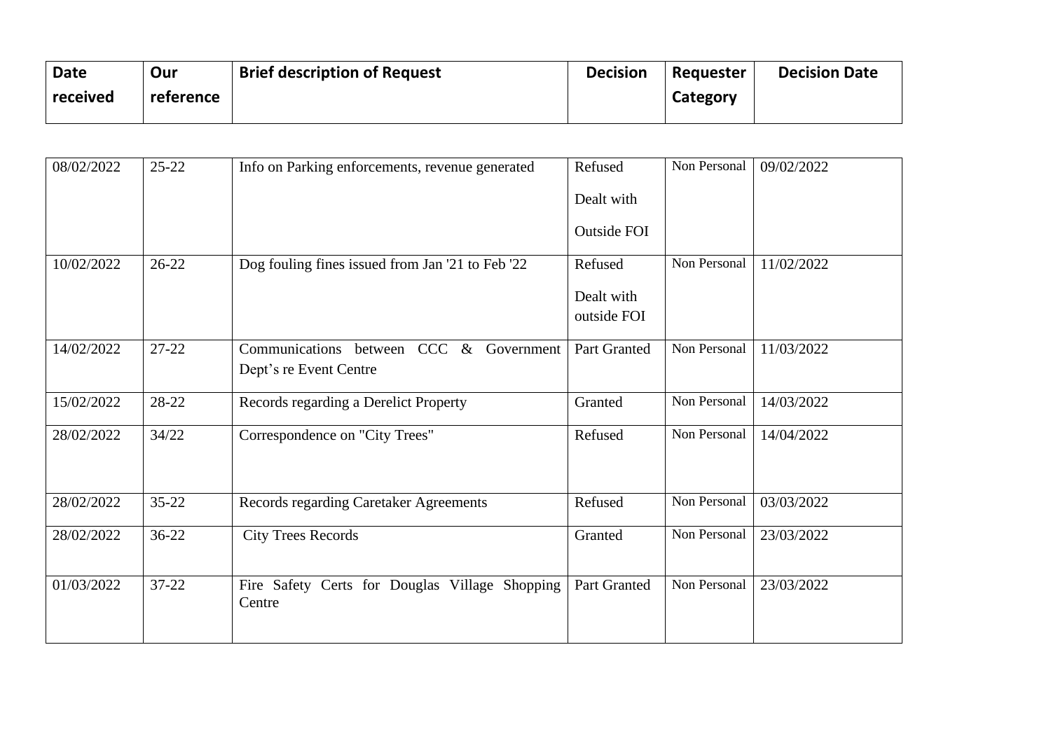| Date received | Our reference | Brief description of Request | Decision | Requester Category | Decision Date |
|---|---|---|---|---|---|
| 08/02/2022 | 25-22 | Info on Parking enforcements, revenue generated | Refused Dealt with Outside FOI | Non Personal | 09/02/2022 |
| 10/02/2022 | 26-22 | Dog fouling fines issued from Jan '21 to Feb '22 | Refused Dealt with outside FOI | Non Personal | 11/02/2022 |
| 14/02/2022 | 27-22 | Communications between CCC & Government Dept's re Event Centre | Part Granted | Non Personal | 11/03/2022 |
| 15/02/2022 | 28-22 | Records regarding a Derelict Property | Granted | Non Personal | 14/03/2022 |
| 28/02/2022 | 34/22 | Correspondence on "City Trees" | Refused | Non Personal | 14/04/2022 |
| 28/02/2022 | 35-22 | Records regarding Caretaker Agreements | Refused | Non Personal | 03/03/2022 |
| 28/02/2022 | 36-22 | City Trees Records | Granted | Non Personal | 23/03/2022 |
| 01/03/2022 | 37-22 | Fire Safety Certs for Douglas Village Shopping Centre | Part Granted | Non Personal | 23/03/2022 |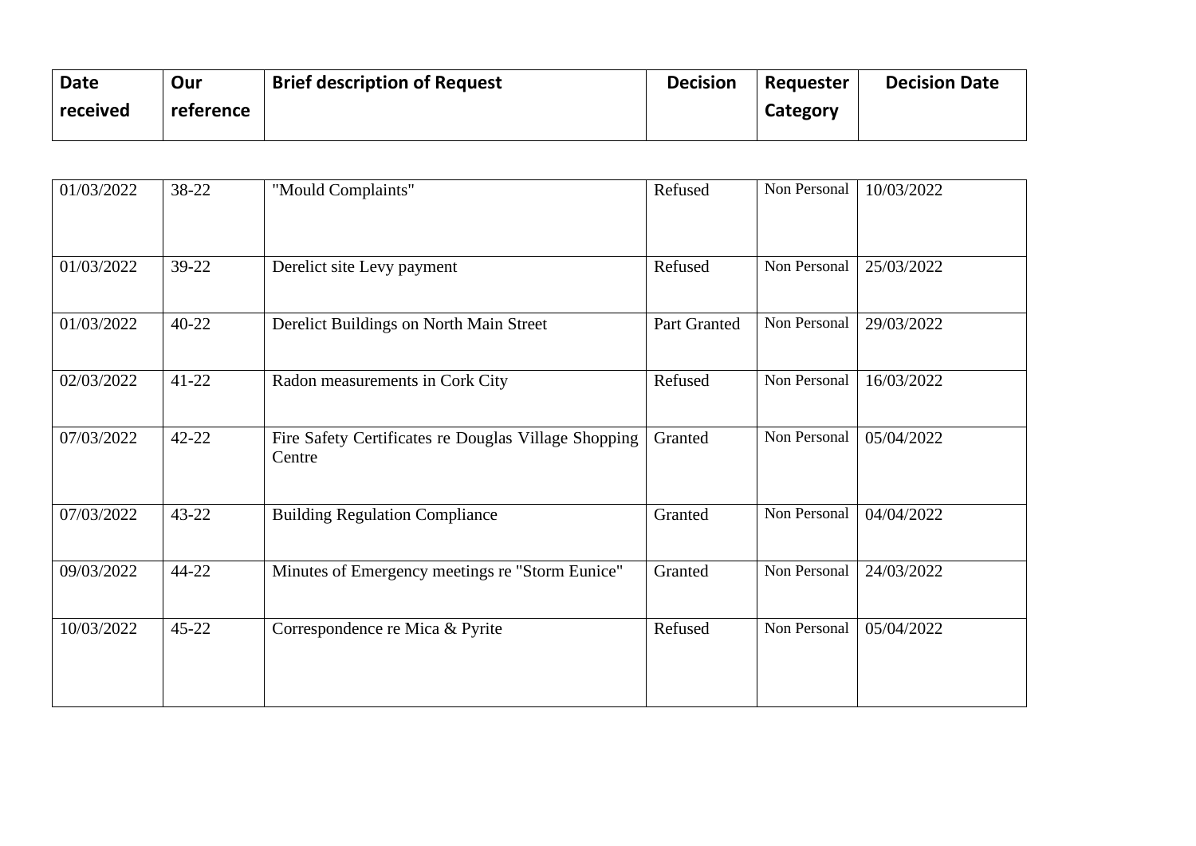| Date received | Our reference | Brief description of Request | Decision | Requester Category | Decision Date |
|---|---|---|---|---|---|
| 01/03/2022 | 38-22 | "Mould Complaints" | Refused | Non Personal | 10/03/2022 |
| 01/03/2022 | 39-22 | Derelict site Levy payment | Refused | Non Personal | 25/03/2022 |
| 01/03/2022 | 40-22 | Derelict Buildings on North Main Street | Part Granted | Non Personal | 29/03/2022 |
| 02/03/2022 | 41-22 | Radon measurements in Cork City | Refused | Non Personal | 16/03/2022 |
| 07/03/2022 | 42-22 | Fire Safety Certificates re Douglas Village Shopping Centre | Granted | Non Personal | 05/04/2022 |
| 07/03/2022 | 43-22 | Building Regulation Compliance | Granted | Non Personal | 04/04/2022 |
| 09/03/2022 | 44-22 | Minutes of Emergency meetings re "Storm Eunice" | Granted | Non Personal | 24/03/2022 |
| 10/03/2022 | 45-22 | Correspondence re Mica & Pyrite | Refused | Non Personal | 05/04/2022 |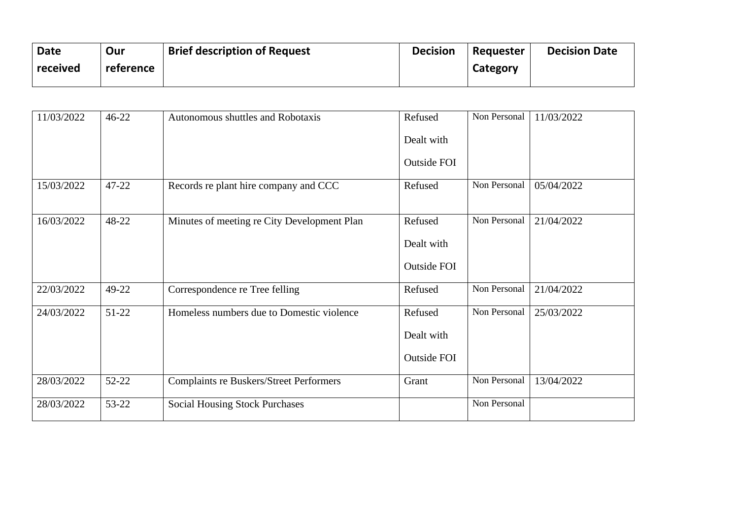| Date received | Our reference | Brief description of Request | Decision | Requester Category | Decision Date |
|---|---|---|---|---|---|
| 11/03/2022 | 46-22 | Autonomous shuttles and Robotaxis | Refused Dealt with Outside FOI | Non Personal | 11/03/2022 |
| 15/03/2022 | 47-22 | Records re plant hire company and CCC | Refused | Non Personal | 05/04/2022 |
| 16/03/2022 | 48-22 | Minutes of meeting re City Development Plan | Refused Dealt with Outside FOI | Non Personal | 21/04/2022 |
| 22/03/2022 | 49-22 | Correspondence re Tree felling | Refused | Non Personal | 21/04/2022 |
| 24/03/2022 | 51-22 | Homeless numbers due to Domestic violence | Refused Dealt with Outside FOI | Non Personal | 25/03/2022 |
| 28/03/2022 | 52-22 | Complaints re Buskers/Street Performers | Grant | Non Personal | 13/04/2022 |
| 28/03/2022 | 53-22 | Social Housing Stock Purchases | | Non Personal | |